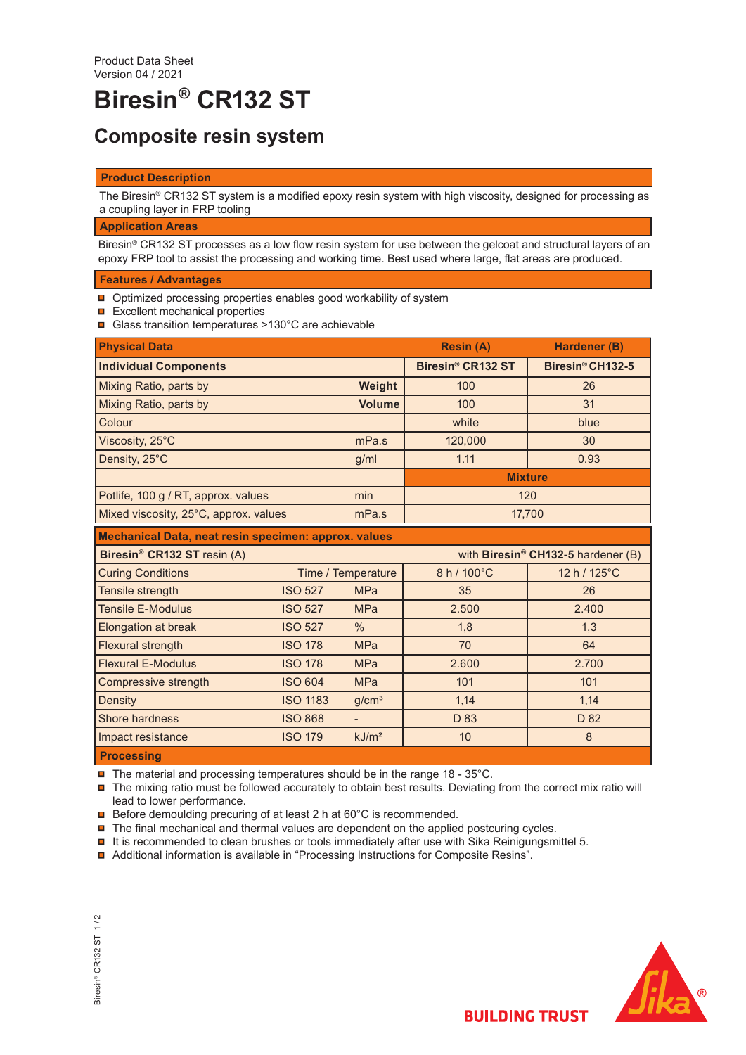Product Data Sheet
Version 04 / 2021

# Biresin® CR132 ST

## Composite resin system

### Product Description

The Biresin® CR132 ST system is a modified epoxy resin system with high viscosity, designed for processing as a coupling layer in FRP tooling

### Application Areas

Biresin® CR132 ST processes as a low flow resin system for use between the gelcoat and structural layers of an epoxy FRP tool to assist the processing and working time. Best used where large, flat areas are produced.

### Features / Advantages

- Optimized processing properties enables good workability of system
- Excellent mechanical properties
- Glass transition temperatures >130°C are achievable

| Physical Data | | Resin (A) | Hardener (B) |
|---|---|---|---|
| **Individual Components** | | **Biresin® CR132 ST** | **Biresin® CH132-5** |
| Mixing Ratio, parts by | **Weight** | 100 | 26 |
| Mixing Ratio, parts by | **Volume** | 100 | 31 |
| Colour | | white | blue |
| Viscosity, 25°C | mPa.s | 120,000 | 30 |
| Density, 25°C | g/ml | 1.11 | 0.93 |
| | | **Mixture** | |
| Potlife, 100 g / RT, approx. values | min | 120 | |
| Mixed viscosity, 25°C, approx. values | mPa.s | 17,700 | |

| Mechanical Data, neat resin specimen: approx. values | | | | |
|---|---|---|---|---|
| **Biresin® CR132 ST** resin (A) | | | with **Biresin® CH132-5** hardener (B) | |
| Curing Conditions | Time / Temperature | | 8 h / 100°C | 12 h / 125°C |
| Tensile strength | ISO 527 | MPa | 35 | 26 |
| Tensile E-Modulus | ISO 527 | MPa | 2.500 | 2.400 |
| Elongation at break | ISO 527 | % | 1,8 | 1,3 |
| Flexural strength | ISO 178 | MPa | 70 | 64 |
| Flexural E-Modulus | ISO 178 | MPa | 2.600 | 2.700 |
| Compressive strength | ISO 604 | MPa | 101 | 101 |
| Density | ISO 1183 | g/cm³ | 1,14 | 1,14 |
| Shore hardness | ISO 868 | - | D 83 | D 82 |
| Impact resistance | ISO 179 | kJ/m² | 10 | 8 |

### Processing

- The material and processing temperatures should be in the range 18 - 35°C.
- The mixing ratio must be followed accurately to obtain best results. Deviating from the correct mix ratio will lead to lower performance.
- Before demoulding precuring of at least 2 h at 60°C is recommended.
- The final mechanical and thermal values are dependent on the applied postcuring cycles.
- It is recommended to clean brushes or tools immediately after use with Sika Reinigungsmittel 5.
- Additional information is available in "Processing Instructions for Composite Resins".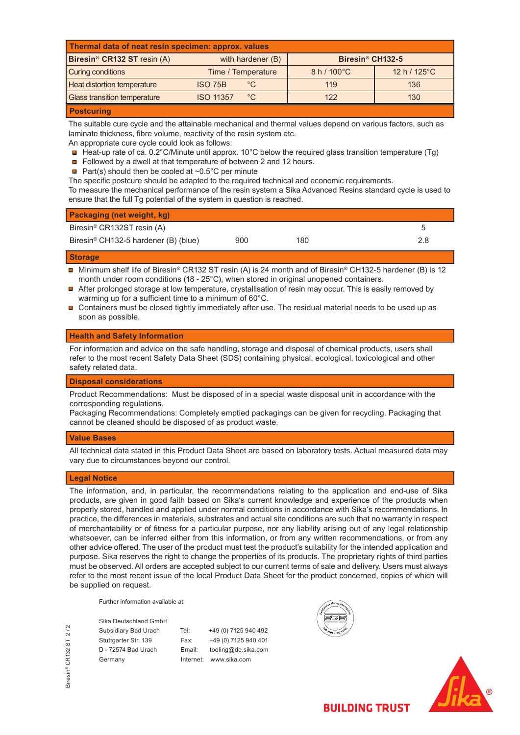## Thermal data of neat resin specimen: approx. values

| Biresin® CR132 ST resin (A) | with hardener (B) | | Biresin® CH132-5 | |
|---|---|---|---|---|
| Curing conditions | Time / Temperature | | 8 h / 100°C | 12 h / 125°C |
| Heat distortion temperature | ISO 75B | °C | 119 | 136 |
| Glass transition temperature | ISO 11357 | °C | 122 | 130 |

## Postcuring

The suitable cure cycle and the attainable mechanical and thermal values depend on various factors, such as laminate thickness, fibre volume, reactivity of the resin system etc.
An appropriate cure cycle could look as follows:

- Heat-up rate of ca. 0.2°C/Minute until approx. 10°C below the required glass transition temperature (Tg)
- Followed by a dwell at that temperature of between 2 and 12 hours.
- Part(s) should then be cooled at ~0.5°C per minute

The specific postcure should be adapted to the required technical and economic requirements.
To measure the mechanical performance of the resin system a Sika Advanced Resins standard cycle is used to ensure that the full Tg potential of the system in question is reached.

## Packaging (net weight, kg)

| | | | |
|---|---|---|---|
| Biresin® CR132ST resin (A) | | | 5 |
| Biresin® CH132-5 hardener (B) (blue) | 900 | 180 | 2.8 |

## Storage

- Minimum shelf life of Biresin® CR132 ST resin (A) is 24 month and of Biresin® CH132-5 hardener (B) is 12 month under room conditions (18 - 25°C), when stored in original unopened containers.
- After prolonged storage at low temperature, crystallisation of resin may occur. This is easily removed by warming up for a sufficient time to a minimum of 60°C.
- Containers must be closed tightly immediately after use. The residual material needs to be used up as soon as possible.

## Health and Safety Information

For information and advice on the safe handling, storage and disposal of chemical products, users shall refer to the most recent Safety Data Sheet (SDS) containing physical, ecological, toxicological and other safety related data.

## Disposal considerations

Product Recommendations: Must be disposed of in a special waste disposal unit in accordance with the corresponding regulations.
Packaging Recommendations: Completely emptied packagings can be given for recycling. Packaging that cannot be cleaned should be disposed of as product waste.

## Value Bases

All technical data stated in this Product Data Sheet are based on laboratory tests. Actual measured data may vary due to circumstances beyond our control.

## Legal Notice

The information, and, in particular, the recommendations relating to the application and end-use of Sika products, are given in good faith based on Sika's current knowledge and experience of the products when properly stored, handled and applied under normal conditions in accordance with Sika's recommendations. In practice, the differences in materials, substrates and actual site conditions are such that no warranty in respect of merchantability or of fitness for a particular purpose, nor any liability arising out of any legal relationship whatsoever, can be inferred either from this information, or from any written recommendations, or from any other advice offered. The user of the product must test the product's suitability for the intended application and purpose. Sika reserves the right to change the properties of its products. The proprietary rights of third parties must be observed. All orders are accepted subject to our current terms of sale and delivery. Users must always refer to the most recent issue of the local Product Data Sheet for the product concerned, copies of which will be supplied on request.

Further information available at:

Sika Deutschland GmbH
Subsidiary Bad Urach
Stuttgarter Str. 139
D - 72574 Bad Urach
Germany

Tel: +49 (0) 7125 940 492
Fax: +49 (0) 7125 940 401
Email: tooling@de.sika.com
Internet: www.sika.com

BUILDING TRUST